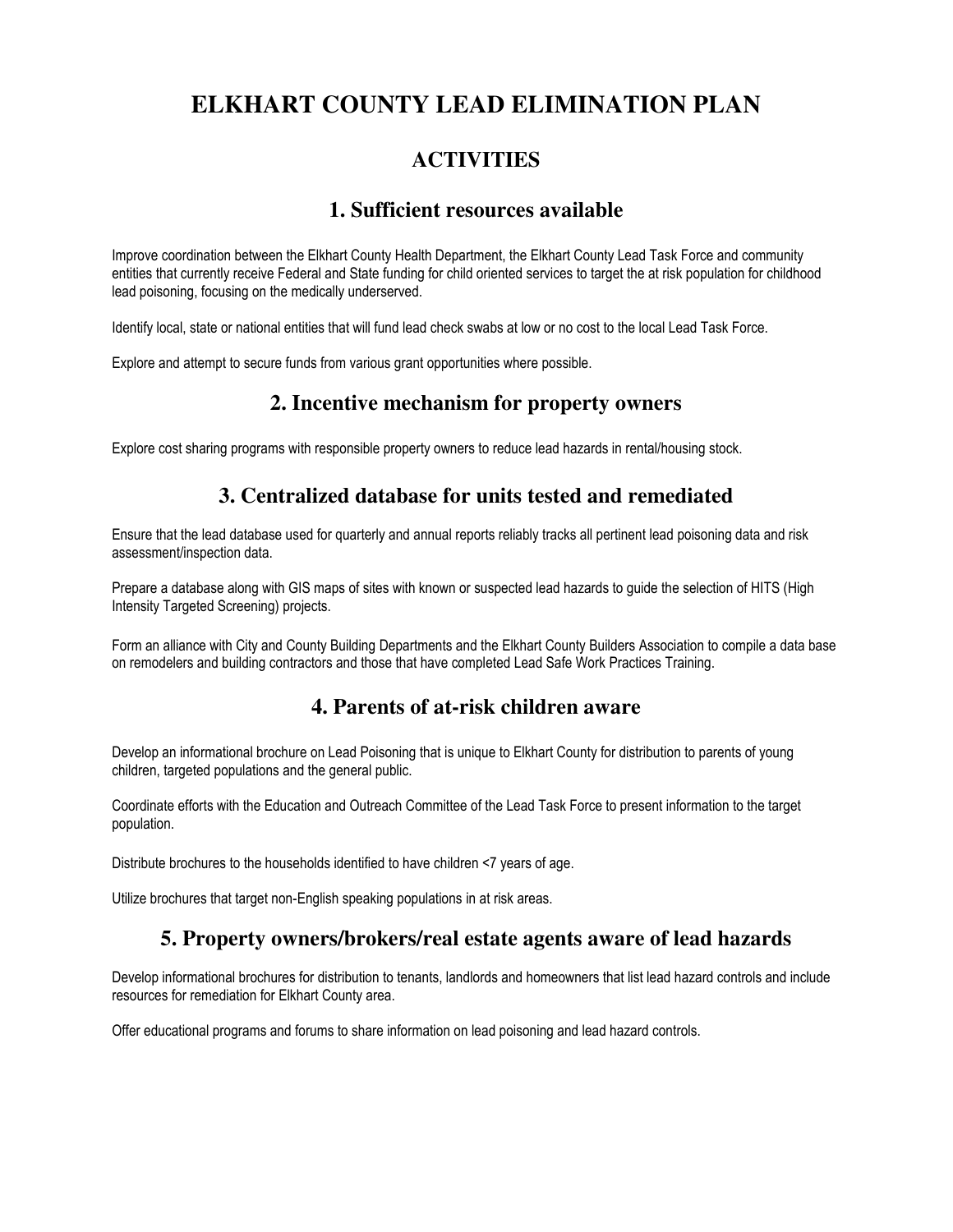# ELKHART COUNTY LEAD ELIMINATION PLAN

## ACTIVITIES

### 1. Sufficient resources available

Improve coordination between the Elkhart County Health Department, the Elkhart County Lead Task Force and community entities that currently receive Federal and State funding for child oriented services to target the at risk population for childhood lead poisoning, focusing on the medically underserved.

Identify local, state or national entities that will fund lead check swabs at low or no cost to the local Lead Task Force.

Explore and attempt to secure funds from various grant opportunities where possible.

### 2. Incentive mechanism for property owners

Explore cost sharing programs with responsible property owners to reduce lead hazards in rental/housing stock.

### 3. Centralized database for units tested and remediated

Ensure that the lead database used for quarterly and annual reports reliably tracks all pertinent lead poisoning data and risk assessment/inspection data.

Prepare a database along with GIS maps of sites with known or suspected lead hazards to guide the selection of HITS (High Intensity Targeted Screening) projects.

Form an alliance with City and County Building Departments and the Elkhart County Builders Association to compile a data base on remodelers and building contractors and those that have completed Lead Safe Work Practices Training.

### 4. Parents of at-risk children aware

Develop an informational brochure on Lead Poisoning that is unique to Elkhart County for distribution to parents of young children, targeted populations and the general public.

Coordinate efforts with the Education and Outreach Committee of the Lead Task Force to present information to the target population.

Distribute brochures to the households identified to have children <7 years of age.

Utilize brochures that target non-English speaking populations in at risk areas.

### 5. Property owners/brokers/real estate agents aware of lead hazards

Develop informational brochures for distribution to tenants, landlords and homeowners that list lead hazard controls and include resources for remediation for Elkhart County area.

Offer educational programs and forums to share information on lead poisoning and lead hazard controls.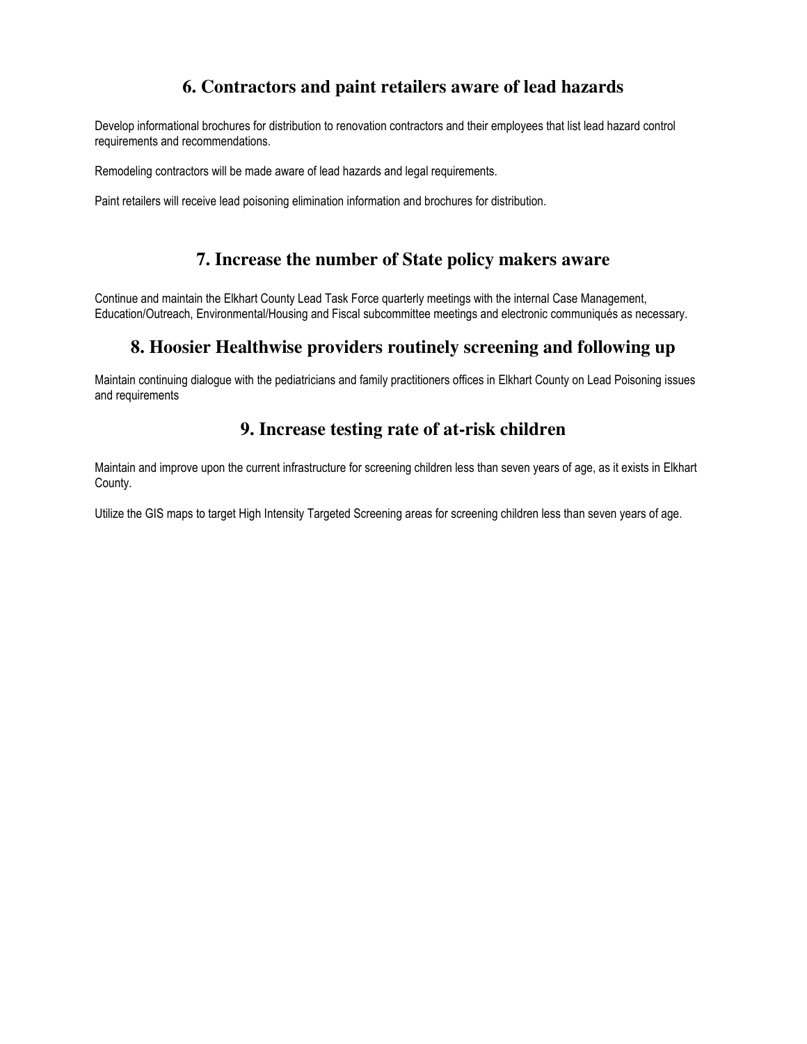## 6. Contractors and paint retailers aware of lead hazards

Develop informational brochures for distribution to renovation contractors and their employees that list lead hazard control requirements and recommendations.

Remodeling contractors will be made aware of lead hazards and legal requirements.

Paint retailers will receive lead poisoning elimination information and brochures for distribution.

## 7. Increase the number of State policy makers aware

Continue and maintain the Elkhart County Lead Task Force quarterly meetings with the internal Case Management, Education/Outreach, Environmental/Housing and Fiscal subcommittee meetings and electronic communiqués as necessary.

## 8. Hoosier Healthwise providers routinely screening and following up

Maintain continuing dialogue with the pediatricians and family practitioners offices in Elkhart County on Lead Poisoning issues and requirements

## 9. Increase testing rate of at-risk children

Maintain and improve upon the current infrastructure for screening children less than seven years of age, as it exists in Elkhart County.

Utilize the GIS maps to target High Intensity Targeted Screening areas for screening children less than seven years of age.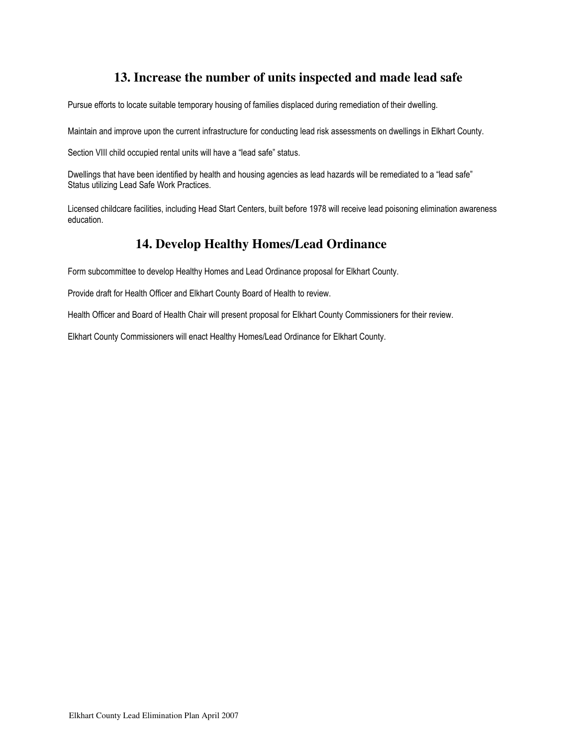## 13. Increase the number of units inspected and made lead safe

Pursue efforts to locate suitable temporary housing of families displaced during remediation of their dwelling.

Maintain and improve upon the current infrastructure for conducting lead risk assessments on dwellings in Elkhart County.

Section VIII child occupied rental units will have a "lead safe" status.

Dwellings that have been identified by health and housing agencies as lead hazards will be remediated to a "lead safe" Status utilizing Lead Safe Work Practices.

Licensed childcare facilities, including Head Start Centers, built before 1978 will receive lead poisoning elimination awareness education.

## 14. Develop Healthy Homes/Lead Ordinance

Form subcommittee to develop Healthy Homes and Lead Ordinance proposal for Elkhart County.

Provide draft for Health Officer and Elkhart County Board of Health to review.

Health Officer and Board of Health Chair will present proposal for Elkhart County Commissioners for their review.

Elkhart County Commissioners will enact Healthy Homes/Lead Ordinance for Elkhart County.